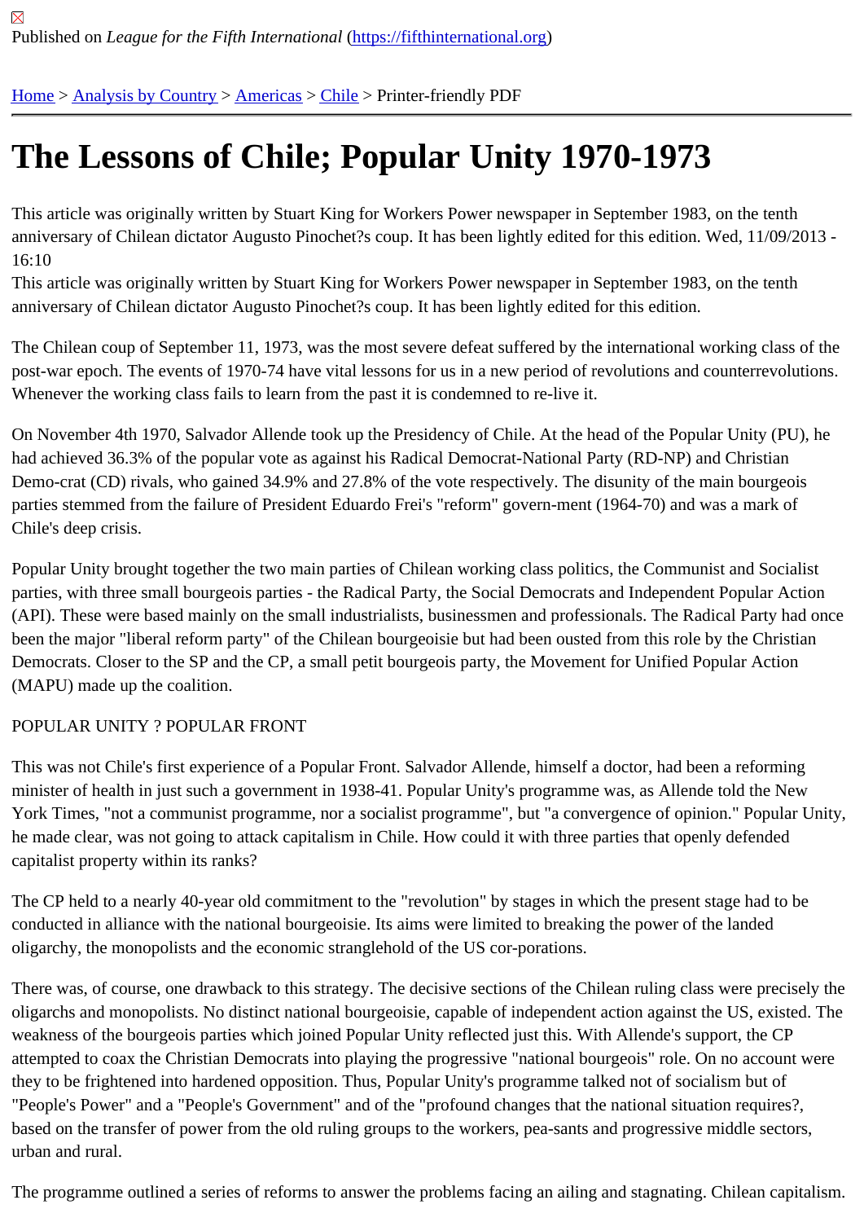Published on *League for the Fifth International* (https://fifthinternational.org)

Home > Analysis by Country > Americas > Chile > Printer-friendly PDF

# The Lessons of Chile; Popular Unity 1970-1973

This article was originally written by Stuart King for Workers Power newspaper in September 1983, on the tenth anniversary of Chilean dictator Augusto Pinochet?s coup. It has been lightly edited for this edition. Wed, 11/09/2013 - 16:10

This article was originally written by Stuart King for Workers Power newspaper in September 1983, on the tenth anniversary of Chilean dictator Augusto Pinochet?s coup. It has been lightly edited for this edition.

The Chilean coup of September 11, 1973, was the most severe defeat suffered by the international working class of the post-war epoch. The events of 1970-74 have vital lessons for us in a new period of revolutions and counterrevolutions. Whenever the working class fails to learn from the past it is condemned to re-live it.

On November 4th 1970, Salvador Allende took up the Presidency of Chile. At the head of the Popular Unity (PU), he had achieved 36.3% of the popular vote as against his Radical Democrat-National Party (RD-NP) and Christian Demo-crat (CD) rivals, who gained 34.9% and 27.8% of the vote respectively. The disunity of the main bourgeois parties stemmed from the failure of President Eduardo Frei's "reform" govern-ment (1964-70) and was a mark of Chile's deep crisis.

Popular Unity brought together the two main parties of Chilean working class politics, the Communist and Socialist parties, with three small bourgeois parties - the Radical Party, the Social Democrats and Independent Popular Action (API). These were based mainly on the small industrialists, businessmen and professionals. The Radical Party had once been the major "liberal reform party" of the Chilean bourgeoisie but had been ousted from this role by the Christian Democrats. Closer to the SP and the CP, a small petit bourgeois party, the Movement for Unified Popular Action (MAPU) made up the coalition.

POPULAR UNITY ? POPULAR FRONT

This was not Chile's first experience of a Popular Front. Salvador Allende, himself a doctor, had been a reforming minister of health in just such a government in 1938-41. Popular Unity's programme was, as Allende told the New York Times, "not a communist programme, nor a socialist programme", but "a convergence of opinion." Popular Unity, he made clear, was not going to attack capitalism in Chile. How could it with three parties that openly defended capitalist property within its ranks?

The CP held to a nearly 40-year old commitment to the "revolution" by stages in which the present stage had to be conducted in alliance with the national bourgeoisie. Its aims were limited to breaking the power of the landed oligarchy, the monopolists and the economic stranglehold of the US cor-porations.

There was, of course, one drawback to this strategy. The decisive sections of the Chilean ruling class were precisely the oligarchs and monopolists. No distinct national bourgeoisie, capable of independent action against the US, existed. The weakness of the bourgeois parties which joined Popular Unity reflected just this. With Allende's support, the CP attempted to coax the Christian Democrats into playing the progressive "national bourgeois" role. On no account were they to be frightened into hardened opposition. Thus, Popular Unity's programme talked not of socialism but of "People's Power" and a "People's Government" and of the "profound changes that the national situation requires?, based on the transfer of power from the old ruling groups to the workers, pea-sants and progressive middle sectors, urban and rural.

The programme outlined a series of reforms to answer the problems facing an ailing and stagnating. Chilean capitalism.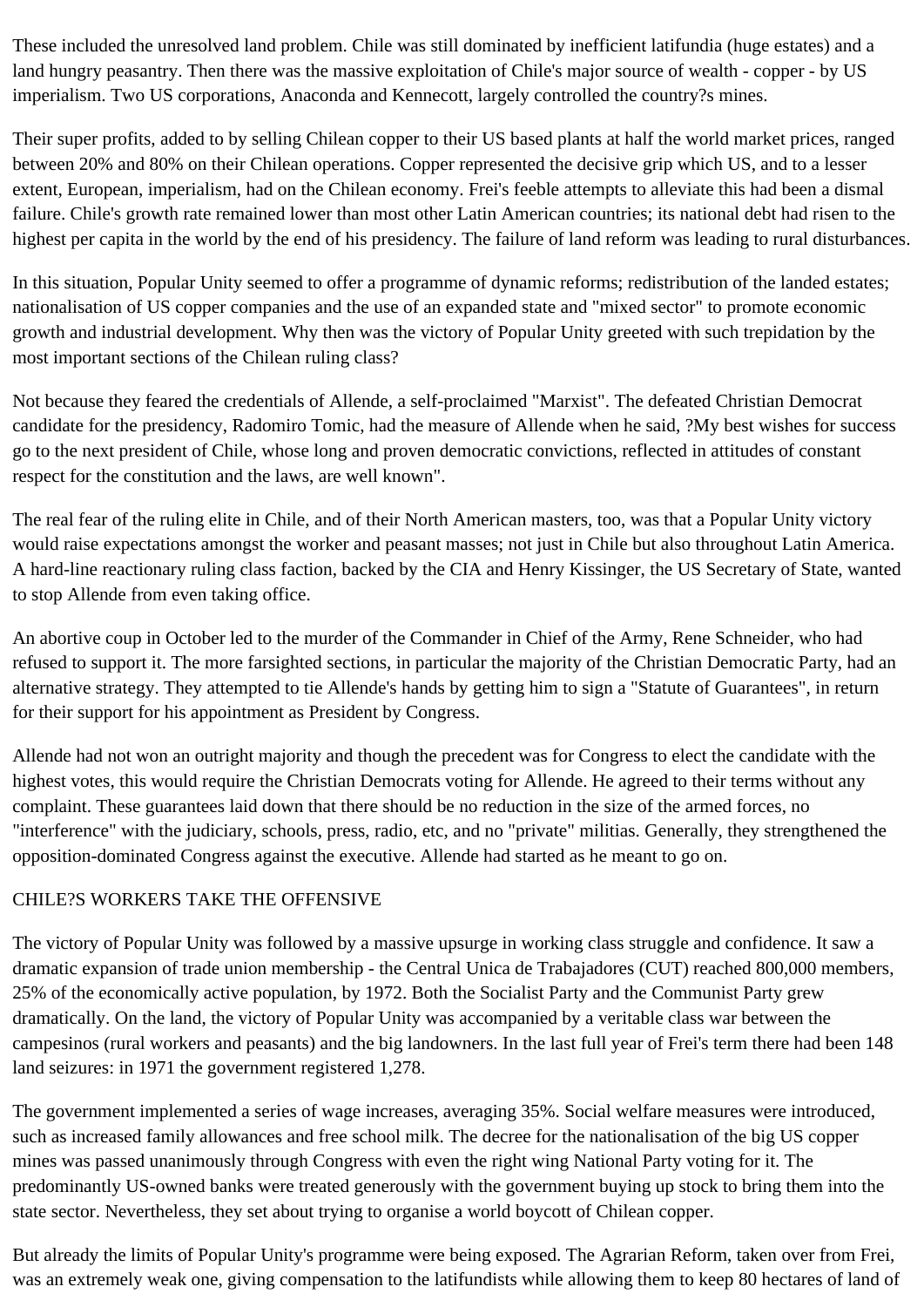These included the unresolved land problem. Chile was still dominated by inefficient latifundia (huge estates) and a land hungry peasantry. Then there was the massive exploitation of Chile's major source of wealth - copper - by US imperialism. Two US corporations, Anaconda and Kennecott, largely controlled the country?s mines.

Their super profits, added to by selling Chilean copper to their US based plants at half the world market prices, ranged between 20% and 80% on their Chilean operations. Copper represented the decisive grip which US, and to a lesser extent, European, imperialism, had on the Chilean economy. Frei's feeble attempts to alleviate this had been a dismal failure. Chile's growth rate remained lower than most other Latin American countries; its national debt had risen to the highest per capita in the world by the end of his presidency. The failure of land reform was leading to rural disturbances.

In this situation, Popular Unity seemed to offer a programme of dynamic reforms; redistribution of the landed estates; nationalisation of US copper companies and the use of an expanded state and "mixed sector" to promote economic growth and industrial development. Why then was the victory of Popular Unity greeted with such trepidation by the most important sections of the Chilean ruling class?

Not because they feared the credentials of Allende, a self-proclaimed "Marxist". The defeated Christian Democrat candidate for the presidency, Radomiro Tomic, had the measure of Allende when he said, ?My best wishes for success go to the next president of Chile, whose long and proven democratic convictions, reflected in attitudes of constant respect for the constitution and the laws, are well known".

The real fear of the ruling elite in Chile, and of their North American masters, too, was that a Popular Unity victory would raise expectations amongst the worker and peasant masses; not just in Chile but also throughout Latin America. A hard-line reactionary ruling class faction, backed by the CIA and Henry Kissinger, the US Secretary of State, wanted to stop Allende from even taking office.

An abortive coup in October led to the murder of the Commander in Chief of the Army, Rene Schneider, who had refused to support it. The more farsighted sections, in particular the majority of the Christian Democratic Party, had an alternative strategy. They attempted to tie Allende's hands by getting him to sign a "Statute of Guarantees", in return for their support for his appointment as President by Congress.

Allende had not won an outright majority and though the precedent was for Congress to elect the candidate with the highest votes, this would require the Christian Democrats voting for Allende. He agreed to their terms without any complaint. These guarantees laid down that there should be no reduction in the size of the armed forces, no "interference" with the judiciary, schools, press, radio, etc, and no "private" militias. Generally, they strengthened the opposition-dominated Congress against the executive. Allende had started as he meant to go on.

## CHILE?S WORKERS TAKE THE OFFENSIVE

The victory of Popular Unity was followed by a massive upsurge in working class struggle and confidence. It saw a dramatic expansion of trade union membership - the Central Unica de Trabajadores (CUT) reached 800,000 members, 25% of the economically active population, by 1972. Both the Socialist Party and the Communist Party grew dramatically. On the land, the victory of Popular Unity was accompanied by a veritable class war between the campesinos (rural workers and peasants) and the big landowners. In the last full year of Frei's term there had been 148 land seizures: in 1971 the government registered 1,278.

The government implemented a series of wage increases, averaging 35%. Social welfare measures were introduced, such as increased family allowances and free school milk. The decree for the nationalisation of the big US copper mines was passed unanimously through Congress with even the right wing National Party voting for it. The predominantly US-owned banks were treated generously with the government buying up stock to bring them into the state sector. Nevertheless, they set about trying to organise a world boycott of Chilean copper.

But already the limits of Popular Unity's programme were being exposed. The Agrarian Reform, taken over from Frei, was an extremely weak one, giving compensation to the latifundists while allowing them to keep 80 hectares of land of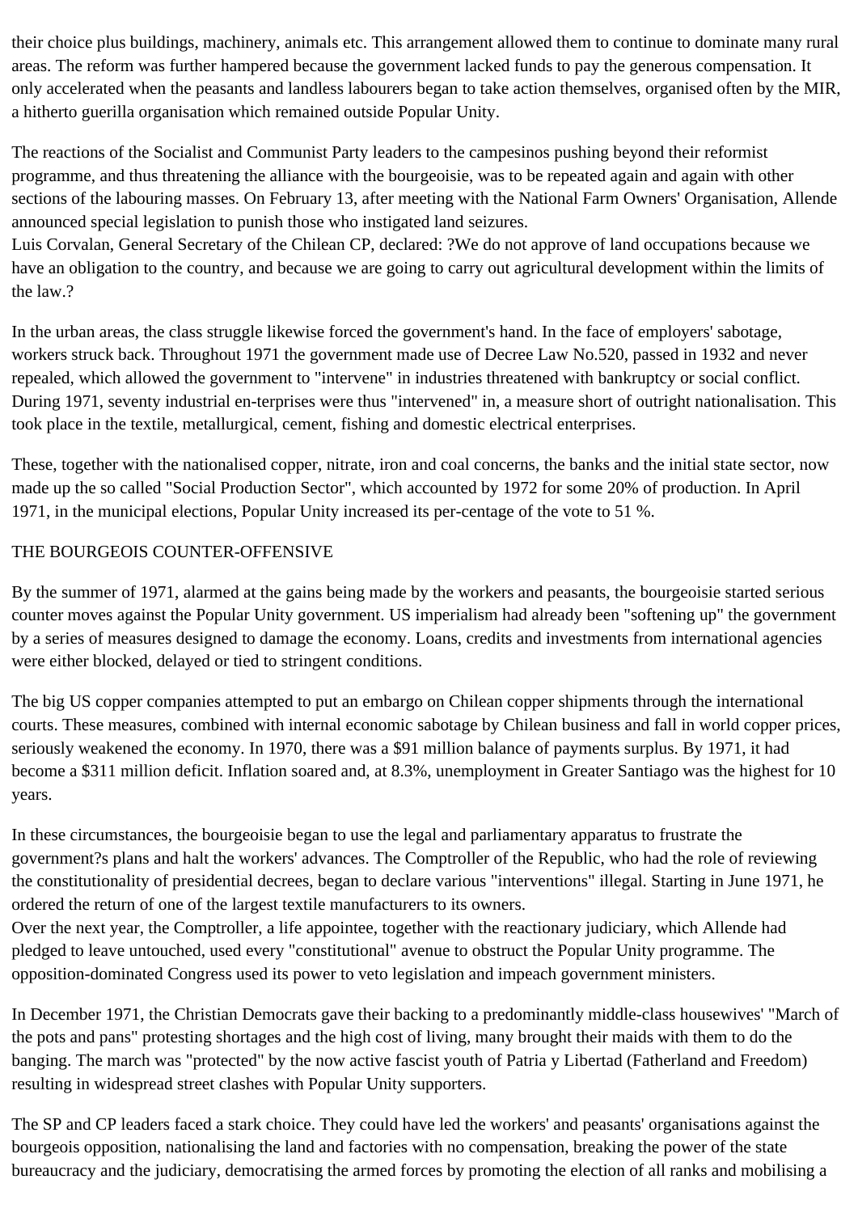their choice plus buildings, machinery, animals etc. This arrangement allowed them to continue to dominate many rural areas. The reform was further hampered because the government lacked funds to pay the generous compensation. It only accelerated when the peasants and landless labourers began to take action themselves, organised often by the MIR, a hitherto guerilla organisation which remained outside Popular Unity.

The reactions of the Socialist and Communist Party leaders to the campesinos pushing beyond their reformist programme, and thus threatening the alliance with the bourgeoisie, was to be repeated again and again with other sections of the labouring masses. On February 13, after meeting with the National Farm Owners' Organisation, Allende announced special legislation to punish those who instigated land seizures.
Luis Corvalan, General Secretary of the Chilean CP, declared: ?We do not approve of land occupations because we have an obligation to the country, and because we are going to carry out agricultural development within the limits of the law.?

In the urban areas, the class struggle likewise forced the government's hand. In the face of employers' sabotage, workers struck back. Throughout 1971 the government made use of Decree Law No.520, passed in 1932 and never repealed, which allowed the government to "intervene" in industries threatened with bankruptcy or social conflict. During 1971, seventy industrial en-terprises were thus "intervened" in, a measure short of outright nationalisation. This took place in the textile, metallurgical, cement, fishing and domestic electrical enterprises.

These, together with the nationalised copper, nitrate, iron and coal concerns, the banks and the initial state sector, now made up the so called "Social Production Sector", which accounted by 1972 for some 20% of production. In April 1971, in the municipal elections, Popular Unity increased its per-centage of the vote to 51 %.

THE BOURGEOIS COUNTER-OFFENSIVE

By the summer of 1971, alarmed at the gains being made by the workers and peasants, the bourgeoisie started serious counter moves against the Popular Unity government. US imperialism had already been "softening up" the government by a series of measures designed to damage the economy. Loans, credits and investments from international agencies were either blocked, delayed or tied to stringent conditions.

The big US copper companies attempted to put an embargo on Chilean copper shipments through the international courts. These measures, combined with internal economic sabotage by Chilean business and fall in world copper prices, seriously weakened the economy. In 1970, there was a $91 million balance of payments surplus. By 1971, it had become a $311 million deficit. Inflation soared and, at 8.3%, unemployment in Greater Santiago was the highest for 10 years.

In these circumstances, the bourgeoisie began to use the legal and parliamentary apparatus to frustrate the government?s plans and halt the workers' advances. The Comptroller of the Republic, who had the role of reviewing the constitutionality of presidential decrees, began to declare various "interventions" illegal. Starting in June 1971, he ordered the return of one of the largest textile manufacturers to its owners.
Over the next year, the Comptroller, a life appointee, together with the reactionary judiciary, which Allende had pledged to leave untouched, used every "constitutional" avenue to obstruct the Popular Unity programme. The opposition-dominated Congress used its power to veto legislation and impeach government ministers.

In December 1971, the Christian Democrats gave their backing to a predominantly middle-class housewives' "March of the pots and pans" protesting shortages and the high cost of living, many brought their maids with them to do the banging. The march was "protected" by the now active fascist youth of Patria y Libertad (Fatherland and Freedom) resulting in widespread street clashes with Popular Unity supporters.

The SP and CP leaders faced a stark choice. They could have led the workers' and peasants' organisations against the bourgeois opposition, nationalising the land and factories with no compensation, breaking the power of the state bureaucracy and the judiciary, democratising the armed forces by promoting the election of all ranks and mobilising a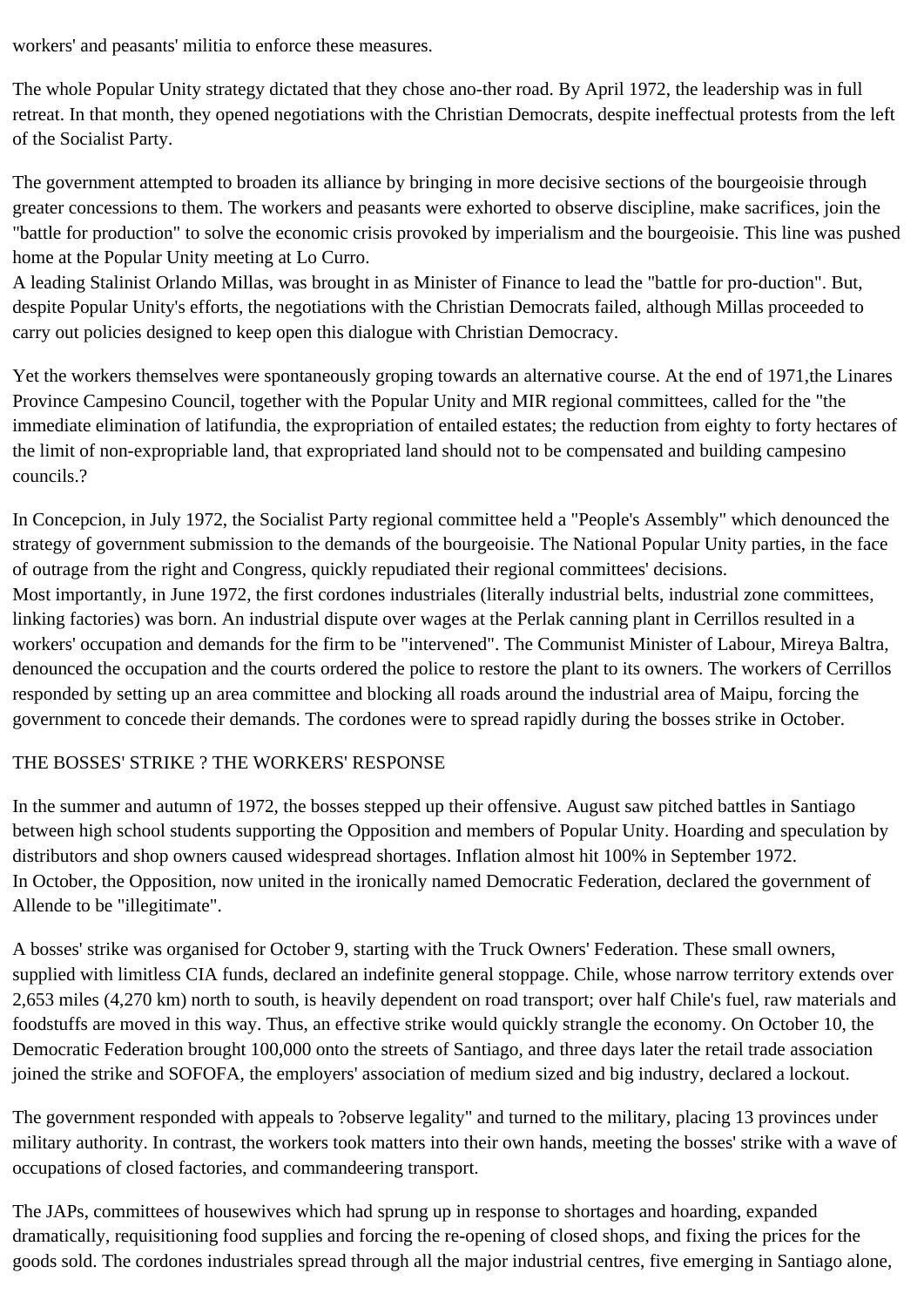workers' and peasants' militia to enforce these measures.

The whole Popular Unity strategy dictated that they chose ano-ther road. By April 1972, the leadership was in full retreat. In that month, they opened negotiations with the Christian Democrats, despite ineffectual protests from the left of the Socialist Party.

The government attempted to broaden its alliance by bringing in more decisive sections of the bourgeoisie through greater concessions to them. The workers and peasants were exhorted to observe discipline, make sacrifices, join the "battle for production" to solve the economic crisis provoked by imperialism and the bourgeoisie. This line was pushed home at the Popular Unity meeting at Lo Curro.
A leading Stalinist Orlando Millas, was brought in as Minister of Finance to lead the "battle for pro-duction". But, despite Popular Unity's efforts, the negotiations with the Christian Democrats failed, although Millas proceeded to carry out policies designed to keep open this dialogue with Christian Democracy.

Yet the workers themselves were spontaneously groping towards an alternative course. At the end of 1971,the Linares Province Campesino Council, together with the Popular Unity and MIR regional committees, called for the "the immediate elimination of latifundia, the expropriation of entailed estates; the reduction from eighty to forty hectares of the limit of non-expropriable land, that expropriated land should not to be compensated and building campesino councils.?

In Concepcion, in July 1972, the Socialist Party regional committee held a "People's Assembly" which denounced the strategy of government submission to the demands of the bourgeoisie. The National Popular Unity parties, in the face of outrage from the right and Congress, quickly repudiated their regional committees' decisions.
Most importantly, in June 1972, the first cordones industriales (literally industrial belts, industrial zone committees, linking factories) was born. An industrial dispute over wages at the Perlak canning plant in Cerrillos resulted in a workers' occupation and demands for the firm to be "intervened". The Communist Minister of Labour, Mireya Baltra, denounced the occupation and the courts ordered the police to restore the plant to its owners. The workers of Cerrillos responded by setting up an area committee and blocking all roads around the industrial area of Maipu, forcing the government to concede their demands. The cordones were to spread rapidly during the bosses strike in October.

## THE BOSSES' STRIKE ? THE WORKERS' RESPONSE

In the summer and autumn of 1972, the bosses stepped up their offensive. August saw pitched battles in Santiago between high school students supporting the Opposition and members of Popular Unity. Hoarding and speculation by distributors and shop owners caused widespread shortages. Inflation almost hit 100% in September 1972.
In October, the Opposition, now united in the ironically named Democratic Federation, declared the government of Allende to be "illegitimate".

A bosses' strike was organised for October 9, starting with the Truck Owners' Federation. These small owners, supplied with limitless CIA funds, declared an indefinite general stoppage. Chile, whose narrow territory extends over 2,653 miles (4,270 km) north to south, is heavily dependent on road transport; over half Chile's fuel, raw materials and foodstuffs are moved in this way. Thus, an effective strike would quickly strangle the economy. On October 10, the Democratic Federation brought 100,000 onto the streets of Santiago, and three days later the retail trade association joined the strike and SOFOFA, the employers' association of medium sized and big industry, declared a lockout.

The government responded with appeals to ?observe legality" and turned to the military, placing 13 provinces under military authority. In contrast, the workers took matters into their own hands, meeting the bosses' strike with a wave of occupations of closed factories, and commandeering transport.

The JAPs, committees of housewives which had sprung up in response to shortages and hoarding, expanded dramatically, requisitioning food supplies and forcing the re-opening of closed shops, and fixing the prices for the goods sold. The cordones industriales spread through all the major industrial centres, five emerging in Santiago alone,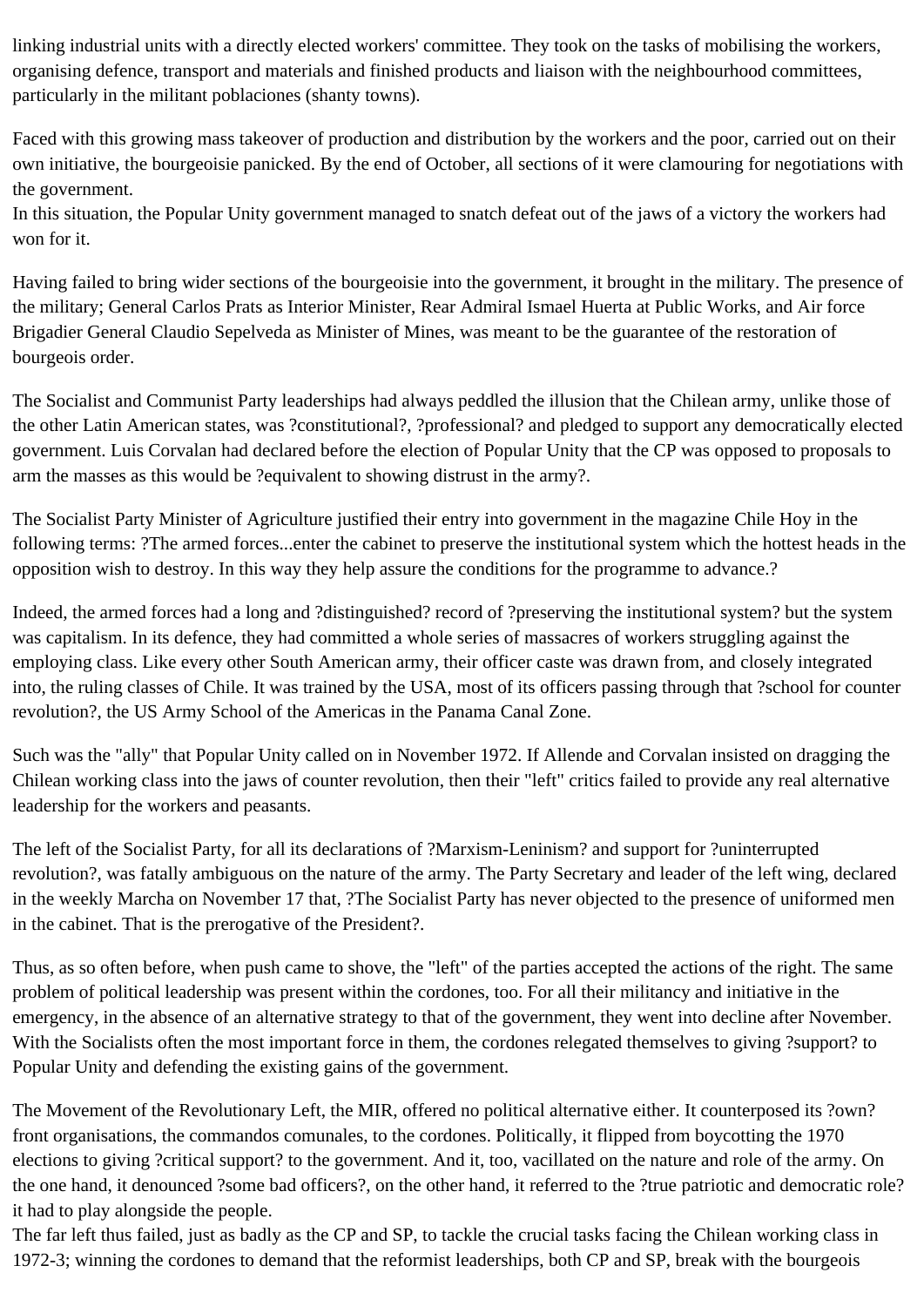linking industrial units with a directly elected workers' committee. They took on the tasks of mobilising the workers, organising defence, transport and materials and finished products and liaison with the neighbourhood committees, particularly in the militant poblaciones (shanty towns).

Faced with this growing mass takeover of production and distribution by the workers and the poor, carried out on their own initiative, the bourgeoisie panicked. By the end of October, all sections of it were clamouring for negotiations with the government.
In this situation, the Popular Unity government managed to snatch defeat out of the jaws of a victory the workers had won for it.

Having failed to bring wider sections of the bourgeoisie into the government, it brought in the military. The presence of the military; General Carlos Prats as Interior Minister, Rear Admiral Ismael Huerta at Public Works, and Air force Brigadier General Claudio Sepelveda as Minister of Mines, was meant to be the guarantee of the restoration of bourgeois order.

The Socialist and Communist Party leaderships had always peddled the illusion that the Chilean army, unlike those of the other Latin American states, was ?constitutional?, ?professional? and pledged to support any democratically elected government. Luis Corvalan had declared before the election of Popular Unity that the CP was opposed to proposals to arm the masses as this would be ?equivalent to showing distrust in the army?.

The Socialist Party Minister of Agriculture justified their entry into government in the magazine Chile Hoy in the following terms: ?The armed forces...enter the cabinet to preserve the institutional system which the hottest heads in the opposition wish to destroy. In this way they help assure the conditions for the programme to advance.?

Indeed, the armed forces had a long and ?distinguished? record of ?preserving the institutional system? but the system was capitalism. In its defence, they had committed a whole series of massacres of workers struggling against the employing class. Like every other South American army, their officer caste was drawn from, and closely integrated into, the ruling classes of Chile. It was trained by the USA, most of its officers passing through that ?school for counter revolution?, the US Army School of the Americas in the Panama Canal Zone.

Such was the "ally" that Popular Unity called on in November 1972. If Allende and Corvalan insisted on dragging the Chilean working class into the jaws of counter revolution, then their "left" critics failed to provide any real alternative leadership for the workers and peasants.

The left of the Socialist Party, for all its declarations of ?Marxism-Leninism? and support for ?uninterrupted revolution?, was fatally ambiguous on the nature of the army. The Party Secretary and leader of the left wing, declared in the weekly Marcha on November 17 that, ?The Socialist Party has never objected to the presence of uniformed men in the cabinet. That is the prerogative of the President?.

Thus, as so often before, when push came to shove, the "left" of the parties accepted the actions of the right. The same problem of political leadership was present within the cordones, too. For all their militancy and initiative in the emergency, in the absence of an alternative strategy to that of the government, they went into decline after November. With the Socialists often the most important force in them, the cordones relegated themselves to giving ?support? to Popular Unity and defending the existing gains of the government.

The Movement of the Revolutionary Left, the MIR, offered no political alternative either. It counterposed its ?own? front organisations, the commandos comunales, to the cordones. Politically, it flipped from boycotting the 1970 elections to giving ?critical support? to the government. And it, too, vacillated on the nature and role of the army. On the one hand, it denounced ?some bad officers?, on the other hand, it referred to the ?true patriotic and democratic role? it had to play alongside the people.
The far left thus failed, just as badly as the CP and SP, to tackle the crucial tasks facing the Chilean working class in 1972-3; winning the cordones to demand that the reformist leaderships, both CP and SP, break with the bourgeois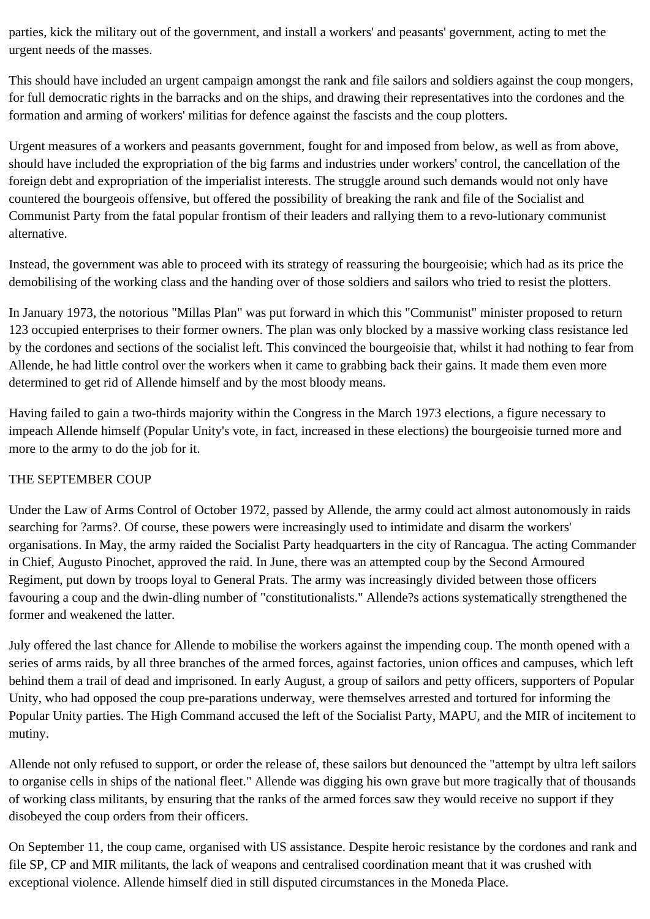parties, kick the military out of the government, and install a workers' and peasants' government, acting to met the urgent needs of the masses.

This should have included an urgent campaign amongst the rank and file sailors and soldiers against the coup mongers, for full democratic rights in the barracks and on the ships, and drawing their representatives into the cordones and the formation and arming of workers' militias for defence against the fascists and the coup plotters.

Urgent measures of a workers and peasants government, fought for and imposed from below, as well as from above, should have included the expropriation of the big farms and industries under workers' control, the cancellation of the foreign debt and expropriation of the imperialist interests. The struggle around such demands would not only have countered the bourgeois offensive, but offered the possibility of breaking the rank and file of the Socialist and Communist Party from the fatal popular frontism of their leaders and rallying them to a revo-lutionary communist alternative.

Instead, the government was able to proceed with its strategy of reassuring the bourgeoisie; which had as its price the demobilising of the working class and the handing over of those soldiers and sailors who tried to resist the plotters.

In January 1973, the notorious "Millas Plan" was put forward in which this "Communist" minister proposed to return 123 occupied enterprises to their former owners. The plan was only blocked by a massive working class resistance led by the cordones and sections of the socialist left. This convinced the bourgeoisie that, whilst it had nothing to fear from Allende, he had little control over the workers when it came to grabbing back their gains. It made them even more determined to get rid of Allende himself and by the most bloody means.

Having failed to gain a two-thirds majority within the Congress in the March 1973 elections, a figure necessary to impeach Allende himself (Popular Unity's vote, in fact, increased in these elections) the bourgeoisie turned more and more to the army to do the job for it.

## THE SEPTEMBER COUP

Under the Law of Arms Control of October 1972, passed by Allende, the army could act almost autonomously in raids searching for ?arms?. Of course, these powers were increasingly used to intimidate and disarm the workers' organisations. In May, the army raided the Socialist Party headquarters in the city of Rancagua. The acting Commander in Chief, Augusto Pinochet, approved the raid. In June, there was an attempted coup by the Second Armoured Regiment, put down by troops loyal to General Prats. The army was increasingly divided between those officers favouring a coup and the dwin-dling number of "constitutionalists." Allende?s actions systematically strengthened the former and weakened the latter.

July offered the last chance for Allende to mobilise the workers against the impending coup. The month opened with a series of arms raids, by all three branches of the armed forces, against factories, union offices and campuses, which left behind them a trail of dead and imprisoned. In early August, a group of sailors and petty officers, supporters of Popular Unity, who had opposed the coup pre-parations underway, were themselves arrested and tortured for informing the Popular Unity parties. The High Command accused the left of the Socialist Party, MAPU, and the MIR of incitement to mutiny.

Allende not only refused to support, or order the release of, these sailors but denounced the "attempt by ultra left sailors to organise cells in ships of the national fleet." Allende was digging his own grave but more tragically that of thousands of working class militants, by ensuring that the ranks of the armed forces saw they would receive no support if they disobeyed the coup orders from their officers.

On September 11, the coup came, organised with US assistance. Despite heroic resistance by the cordones and rank and file SP, CP and MIR militants, the lack of weapons and centralised coordination meant that it was crushed with exceptional violence. Allende himself died in still disputed circumstances in the Moneda Place.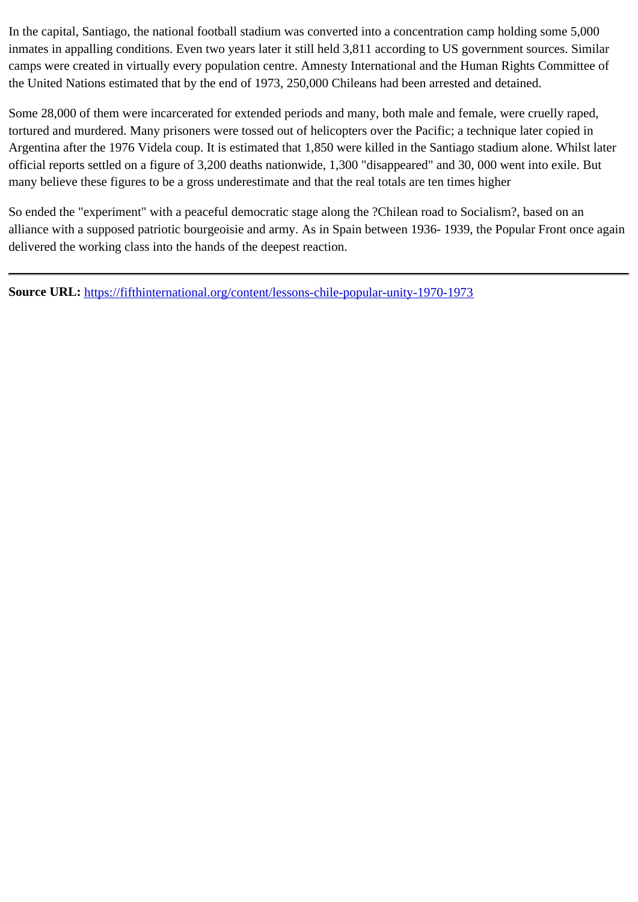In the capital, Santiago, the national football stadium was converted into a concentration camp holding some 5,000 inmates in appalling conditions. Even two years later it still held 3,811 according to US government sources. Similar camps were created in virtually every population centre. Amnesty International and the Human Rights Committee of the United Nations estimated that by the end of 1973, 250,000 Chileans had been arrested and detained.

Some 28,000 of them were incarcerated for extended periods and many, both male and female, were cruelly raped, tortured and murdered. Many prisoners were tossed out of helicopters over the Pacific; a technique later copied in Argentina after the 1976 Videla coup. It is estimated that 1,850 were killed in the Santiago stadium alone. Whilst later official reports settled on a figure of 3,200 deaths nationwide, 1,300 "disappeared" and 30, 000 went into exile. But many believe these figures to be a gross underestimate and that the real totals are ten times higher

So ended the "experiment" with a peaceful democratic stage along the ?Chilean road to Socialism?, based on an alliance with a supposed patriotic bourgeoisie and army. As in Spain between 1936- 1939, the Popular Front once again delivered the working class into the hands of the deepest reaction.

---

**Source URL:** https://fifthinternational.org/content/lessons-chile-popular-unity-1970-1973